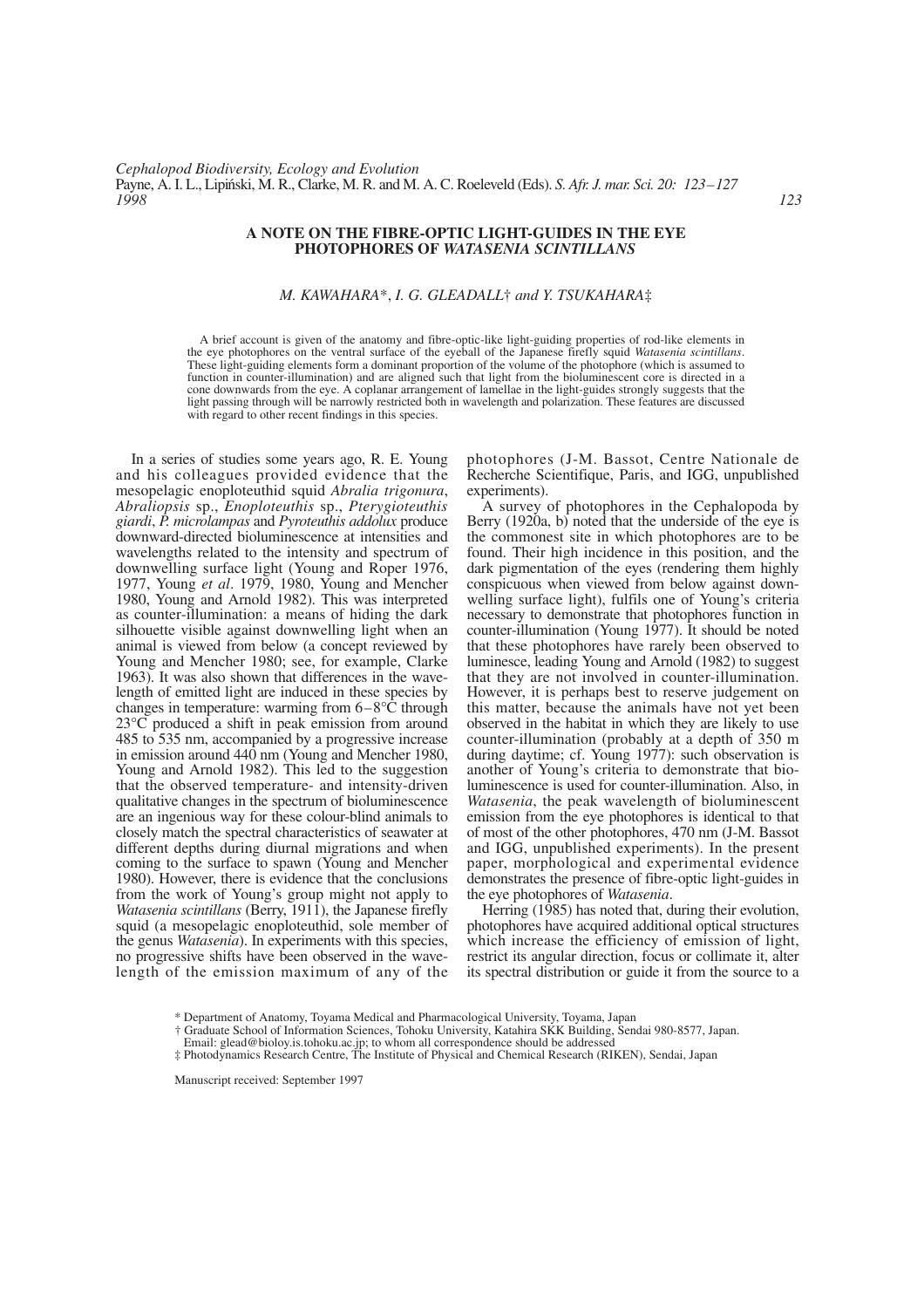# A NOTE ON THE FIBRE-OPTIC LIGHT-GUIDES IN THE EYE PHOTOPHORES OF *WATASENIA SCINTILLANS*

*M. KAWAHARA\*, I. G. GLEADALL† and Y. TSUKAHARA‡*

A brief account is given of the anatomy and fibre-optic-like light-guiding properties of rod-like elements in the eye photophores on the ventral surface of the eyeball of the Japanese firefly squid *Watasenia scintillans*. These light-guiding elements form a dominant proportion of the volume of the photophore (which is assumed to function in counter-illumination) and are aligned such that light from the bioluminescent core is directed in a cone downwards from the eye. A coplanar arrangement of lamellae in the light-guides strongly suggests that the light passing through will be narrowly restricted both in wavelength and polarization. These features are discussed with regard to other recent findings in this species.

In a series of studies some years ago, R. E. Young and his colleagues provided evidence that the mesopelagic enoploteuthid squid *Abralia trigonura*, *Abraliopsis* sp., *Enoploteuthis* sp., *Pterygioteuthis giardi*, *P. microlampas* and *Pyroteuthis addolux* produce downward-directed bioluminescence at intensities and wavelengths related to the intensity and spectrum of downwelling surface light (Young and Roper 1976, 1977, Young *et al*. 1979, 1980, Young and Mencher 1980, Young and Arnold 1982). This was interpreted as counter-illumination: a means of hiding the dark silhouette visible against downwelling light when an animal is viewed from below (a concept reviewed by Young and Mencher 1980; see, for example, Clarke 1963). It was also shown that differences in the wavelength of emitted light are induced in these species by changes in temperature: warming from 6–8°C through 23°C produced a shift in peak emission from around 485 to 535 nm, accompanied by a progressive increase in emission around 440 nm (Young and Mencher 1980, Young and Arnold 1982). This led to the suggestion that the observed temperature- and intensity-driven qualitative changes in the spectrum of bioluminescence are an ingenious way for these colour-blind animals to closely match the spectral characteristics of seawater at different depths during diurnal migrations and when coming to the surface to spawn (Young and Mencher 1980). However, there is evidence that the conclusions from the work of Young's group might not apply to *Watasenia scintillans* (Berry, 1911), the Japanese firefly squid (a mesopelagic enoploteuthid, sole member of the genus *Watasenia*). In experiments with this species, no progressive shifts have been observed in the wavelength of the emission maximum of any of the photophores (J-M. Bassot, Centre Nationale de Recherche Scientifique, Paris, and IGG, unpublished experiments).

A survey of photophores in the Cephalopoda by Berry (1920a, b) noted that the underside of the eye is the commonest site in which photophores are to be found. Their high incidence in this position, and the dark pigmentation of the eyes (rendering them highly conspicuous when viewed from below against downwelling surface light), fulfils one of Young's criteria necessary to demonstrate that photophores function in counter-illumination (Young 1977). It should be noted that these photophores have rarely been observed to luminesce, leading Young and Arnold (1982) to suggest that they are not involved in counter-illumination. However, it is perhaps best to reserve judgement on this matter, because the animals have not yet been observed in the habitat in which they are likely to use counter-illumination (probably at a depth of 350 m during daytime; cf. Young 1977): such observation is another of Young's criteria to demonstrate that bioluminescence is used for counter-illumination. Also, in *Watasenia*, the peak wavelength of bioluminescent emission from the eye photophores is identical to that of most of the other photophores, 470 nm (J-M. Bassot and IGG, unpublished experiments). In the present paper, morphological and experimental evidence demonstrates the presence of fibre-optic light-guides in the eye photophores of *Watasenia*.

Herring (1985) has noted that, during their evolution, photophores have acquired additional optical structures which increase the efficiency of emission of light, restrict its angular direction, focus or collimate it, alter its spectral distribution or guide it from the source to a

\* Department of Anatomy, Toyama Medical and Pharmacological University, Toyama, Japan

† Graduate School of Information Sciences, Tohoku University, Katahira SKK Building, Sendai 980-8577, Japan. Email: glead@bioloy.is.tohoku.ac.jp; to whom all correspondence should be addressed

‡ Photodynamics Research Centre, The Institute of Physical and Chemical Research (RIKEN), Sendai, Japan

Manuscript received: September 1997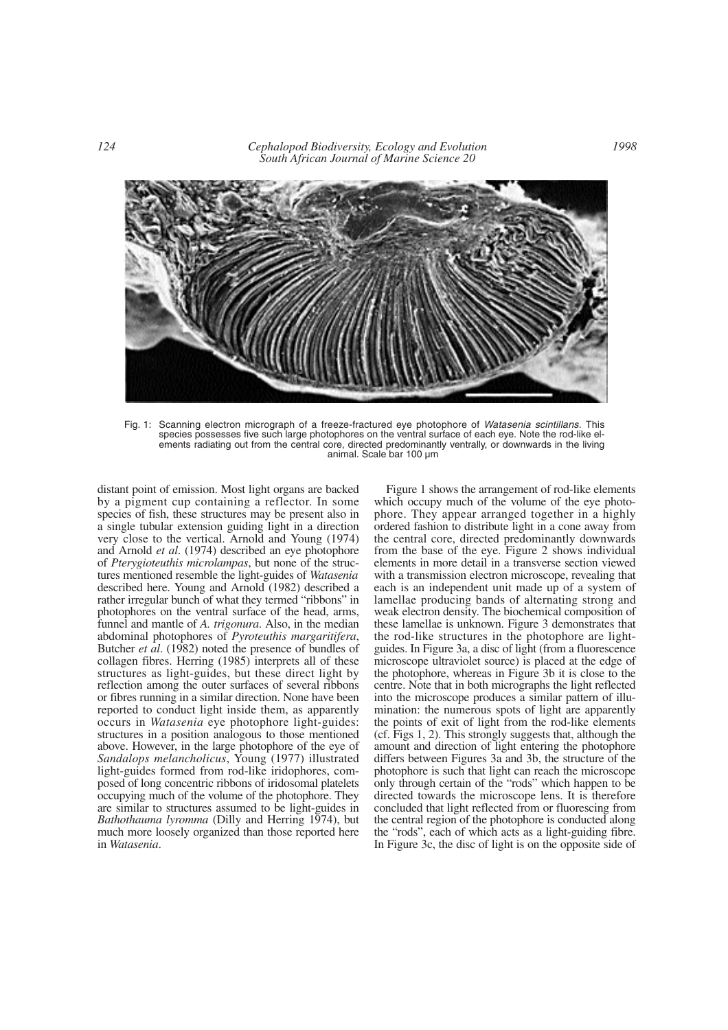Fig. 1: Scanning electron micrograph of a freeze-fractured eye photophore of *Watasenia scintillans*. This species possesses five such large photophores on the ventral surface of each eye. Note the rod-like elements radiating out from the central core, directed predominantly ventrally, or downwards in the living animal. Scale bar 100 µm

distant point of emission. Most light organs are backed by a pigment cup containing a reflector. In some species of fish, these structures may be present also in a single tubular extension guiding light in a direction very close to the vertical. Arnold and Young (1974) and Arnold *et al*. (1974) described an eye photophore of *Pterygioteuthis microlampas*, but none of the structures mentioned resemble the light-guides of *Watasenia* described here. Young and Arnold (1982) described a rather irregular bunch of what they termed "ribbons" in photophores on the ventral surface of the head, arms, funnel and mantle of *A. trigonura*. Also, in the median abdominal photophores of *Pyroteuthis margaritifera*, Butcher *et al*. (1982) noted the presence of bundles of collagen fibres. Herring (1985) interprets all of these structures as light-guides, but these direct light by reflection among the outer surfaces of several ribbons or fibres running in a similar direction. None have been reported to conduct light inside them, as apparently occurs in *Watasenia* eye photophore light-guides: structures in a position analogous to those mentioned above. However, in the large photophore of the eye of *Sandalops melancholicus*, Young (1977) illustrated light-guides formed from rod-like iridophores, composed of long concentric ribbons of iridosomal platelets occupying much of the volume of the photophore. They are similar to structures assumed to be light-guides in *Bathothauma lyromma* (Dilly and Herring 1974), but much more loosely organized than those reported here in *Watasenia*.

Figure 1 shows the arrangement of rod-like elements which occupy much of the volume of the eye photophore. They appear arranged together in a highly ordered fashion to distribute light in a cone away from the central core, directed predominantly downwards from the base of the eye. Figure 2 shows individual elements in more detail in a transverse section viewed with a transmission electron microscope, revealing that each is an independent unit made up of a system of lamellae producing bands of alternating strong and weak electron density. The biochemical composition of these lamellae is unknown. Figure 3 demonstrates that the rod-like structures in the photophore are light-guides. In Figure 3a, a disc of light (from a fluorescence microscope ultraviolet source) is placed at the edge of the photophore, whereas in Figure 3b it is close to the centre. Note that in both micrographs the light reflected into the microscope produces a similar pattern of illumination: the numerous spots of light are apparently the points of exit of light from the rod-like elements (cf. Figs 1, 2). This strongly suggests that, although the amount and direction of light entering the photophore differs between Figures 3a and 3b, the structure of the photophore is such that light can reach the microscope only through certain of the "rods" which happen to be directed towards the microscope lens. It is therefore concluded that light reflected from or fluorescing from the central region of the photophore is conducted along the "rods", each of which acts as a light-guiding fibre. In Figure 3c, the disc of light is on the opposite side of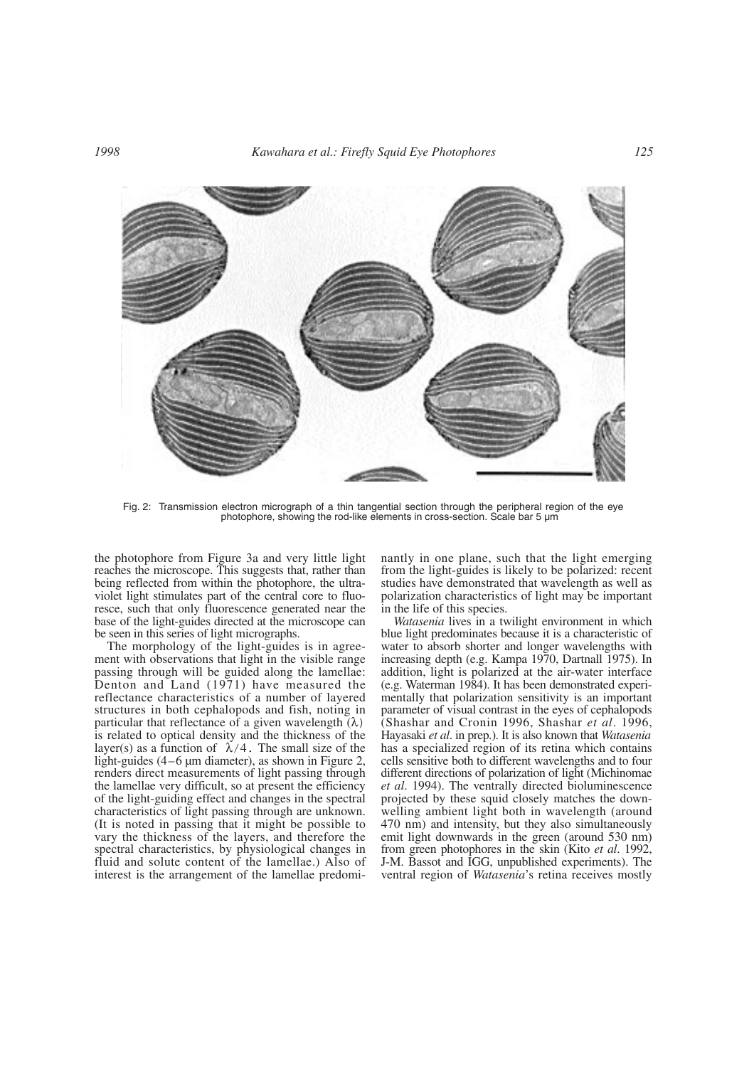Fig. 2: Transmission electron micrograph of a thin tangential section through the peripheral region of the eye photophore, showing the rod-like elements in cross-section. Scale bar 5 μm

the photophore from Figure 3a and very little light reaches the microscope. This suggests that, rather than being reflected from within the photophore, the ultraviolet light stimulates part of the central core to fluoresce, such that only fluorescence generated near the base of the light-guides directed at the microscope can be seen in this series of light micrographs.

The morphology of the light-guides is in agreement with observations that light in the visible range passing through will be guided along the lamellae: Denton and Land (1971) have measured the reflectance characteristics of a number of layered structures in both cephalopods and fish, noting in particular that reflectance of a given wavelength ($\lambda$) is related to optical density and the thickness of the layer(s) as a function of $\lambda/4$. The small size of the light-guides (4–6 μm diameter), as shown in Figure 2, renders direct measurements of light passing through the lamellae very difficult, so at present the efficiency of the light-guiding effect and changes in the spectral characteristics of light passing through are unknown. (It is noted in passing that it might be possible to vary the thickness of the layers, and therefore the spectral characteristics, by physiological changes in fluid and solute content of the lamellae.) Also of interest is the arrangement of the lamellae predominantly in one plane, such that the light emerging from the light-guides is likely to be polarized: recent studies have demonstrated that wavelength as well as polarization characteristics of light may be important in the life of this species.

*Watasenia* lives in a twilight environment in which blue light predominates because it is a characteristic of water to absorb shorter and longer wavelengths with increasing depth (e.g. Kampa 1970, Dartnall 1975). In addition, light is polarized at the air-water interface (e.g. Waterman 1984). It has been demonstrated experimentally that polarization sensitivity is an important parameter of visual contrast in the eyes of cephalopods (Shashar and Cronin 1996, Shashar *et al*. 1996, Hayasaki *et al*. in prep.). It is also known that *Watasenia* has a specialized region of its retina which contains cells sensitive both to different wavelengths and to four different directions of polarization of light (Michinomae *et al*. 1994). The ventrally directed bioluminescence projected by these squid closely matches the downwelling ambient light both in wavelength (around 470 nm) and intensity, but they also simultaneously emit light downwards in the green (around 530 nm) from green photophores in the skin (Kito *et al*. 1992, J-M. Bassot and IGG, unpublished experiments). The ventral region of *Watasenia*'s retina receives mostly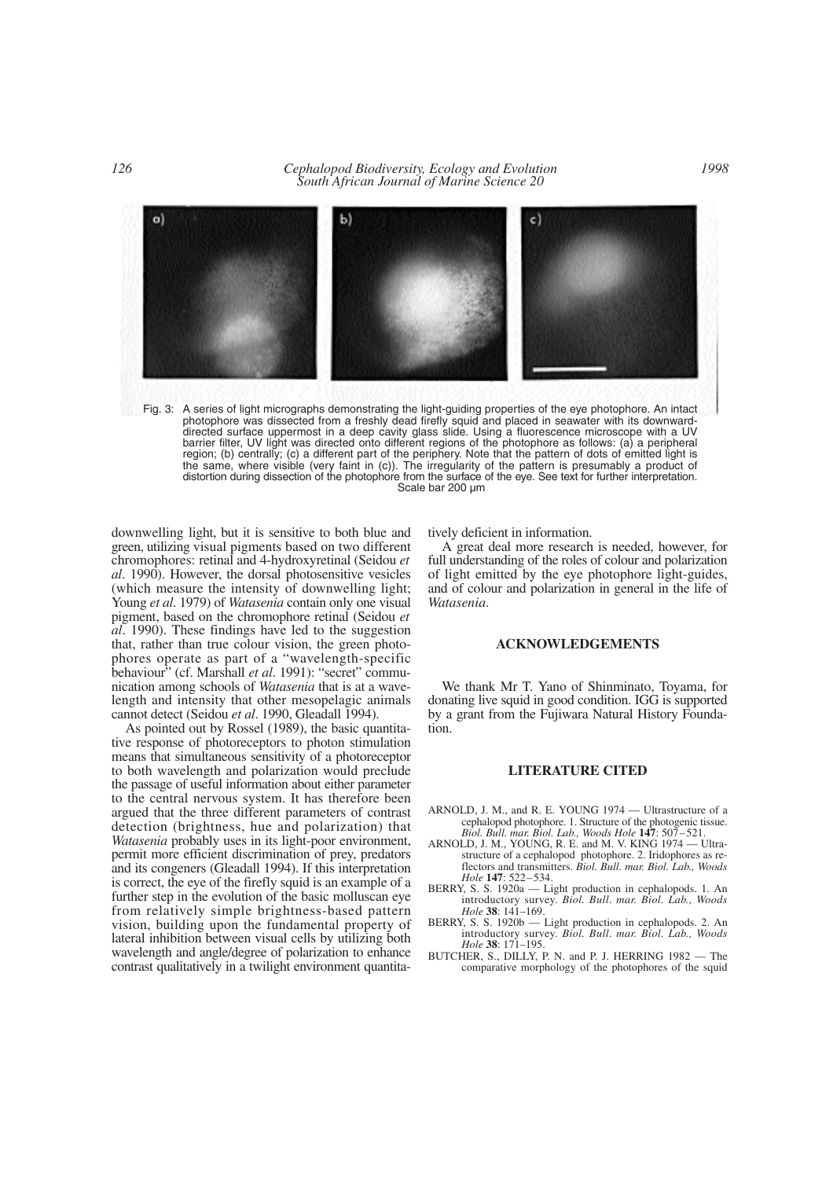Fig. 3: A series of light micrographs demonstrating the light-guiding properties of the eye photophore. An intact photophore was dissected from a freshly dead firefly squid and placed in seawater with its downward-directed surface uppermost in a deep cavity glass slide. Using a fluorescence microscope with a UV barrier filter, UV light was directed onto different regions of the photophore as follows: (a) a peripheral region; (b) centrally; (c) a different part of the periphery. Note that the pattern of dots of emitted light is the same, where visible (very faint in (c)). The irregularity of the pattern is presumably a product of distortion during dissection of the photophore from the surface of the eye. See text for further interpretation. Scale bar 200 µm

downwelling light, but it is sensitive to both blue and green, utilizing visual pigments based on two different chromophores: retinal and 4-hydroxyretinal (Seidou *et al*. 1990). However, the dorsal photosensitive vesicles (which measure the intensity of downwelling light; Young *et al*. 1979) of *Watasenia* contain only one visual pigment, based on the chromophore retinal (Seidou *et al*. 1990). These findings have led to the suggestion that, rather than true colour vision, the green photophores operate as part of a "wavelength-specific behaviour" (cf. Marshall *et al*. 1991): "secret" communication among schools of *Watasenia* that is at a wavelength and intensity that other mesopelagic animals cannot detect (Seidou *et al*. 1990, Gleadall 1994).

As pointed out by Rossel (1989), the basic quantitative response of photoreceptors to photon stimulation means that simultaneous sensitivity of a photoreceptor to both wavelength and polarization would preclude the passage of useful information about either parameter to the central nervous system. It has therefore been argued that the three different parameters of contrast detection (brightness, hue and polarization) that *Watasenia* probably uses in its light-poor environment, permit more efficient discrimination of prey, predators and its congeners (Gleadall 1994). If this interpretation is correct, the eye of the firefly squid is an example of a further step in the evolution of the basic molluscan eye from relatively simple brightness-based pattern vision, building upon the fundamental property of lateral inhibition between visual cells by utilizing both wavelength and angle/degree of polarization to enhance contrast qualitatively in a twilight environment quantitatively deficient in information.

A great deal more research is needed, however, for full understanding of the roles of colour and polarization of light emitted by the eye photophore light-guides, and of colour and polarization in general in the life of *Watasenia*.

## ACKNOWLEDGEMENTS

We thank Mr T. Yano of Shinminato, Toyama, for donating live squid in good condition. IGG is supported by a grant from the Fujiwara Natural History Foundation.

## LITERATURE CITED

ARNOLD, J. M., and R. E. YOUNG 1974 — Ultrastructure of a cephalopod photophore. 1. Structure of the photogenic tissue. *Biol. Bull. mar. Biol. Lab., Woods Hole* **147**: 507–521.

ARNOLD, J. M., YOUNG, R. E. and M. V. KING 1974 — Ultrastructure of a cephalopod photophore. 2. Iridophores as reflectors and transmitters. *Biol. Bull. mar. Biol. Lab., Woods Hole* **147**: 522–534.

BERRY, S. S. 1920a — Light production in cephalopods. 1. An introductory survey. *Biol. Bull. mar. Biol. Lab., Woods Hole* **38**: 141–169.

BERRY, S. S. 1920b — Light production in cephalopods. 2. An introductory survey. *Biol. Bull. mar. Biol. Lab., Woods Hole* **38**: 171–195.

BUTCHER, S., DILLY, P. N. and P. J. HERRING 1982 — The comparative morphology of the photophores of the squid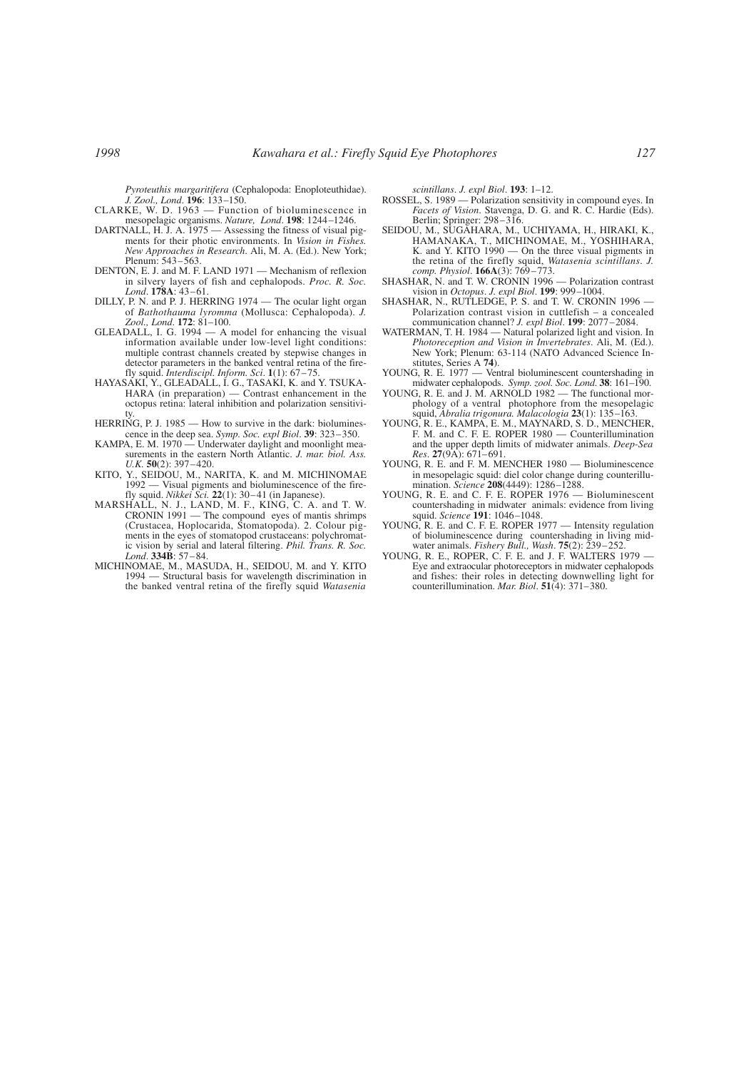*Pyroteuthis margaritifera* (Cephalopoda: Enoploteuthidae). *J. Zool., Lond*. **196**: 133–150.

CLARKE, W. D. 1963 — Function of bioluminescence in mesopelagic organisms. *Nature, Lond*. **198**: 1244–1246.

DARTNALL, H. J. A. 1975 — Assessing the fitness of visual pigments for their photic environments. In *Vision in Fishes. New Approaches in Research*. Ali, M. A. (Ed.). New York; Plenum: 543–563.

DENTON, E. J. and M. F. LAND 1971 — Mechanism of reflexion in silvery layers of fish and cephalopods. *Proc. R. Soc. Lond*. **178A**: 43–61.

DILLY, P. N. and P. J. HERRING 1974 — The ocular light organ of *Bathothauma lyromma* (Mollusca: Cephalopoda). *J. Zool., Lond*. **172**: 81–100.

GLEADALL, I. G. 1994 — A model for enhancing the visual information available under low-level light conditions: multiple contrast channels created by stepwise changes in detector parameters in the banked ventral retina of the firefly squid. *Interdiscipl. Inform. Sci*. **1**(1): 67–75.

HAYASAKI, Y., GLEADALL, I. G., TASAKI, K. and Y. TSUKAHARA (in preparation) — Contrast enhancement in the octopus retina: lateral inhibition and polarization sensitivity.

HERRING, P. J. 1985 — How to survive in the dark: bioluminescence in the deep sea. *Symp. Soc. expl Biol*. **39**: 323–350.

KAMPA, E. M. 1970 — Underwater daylight and moonlight measurements in the eastern North Atlantic. *J. mar. biol. Ass. U.K.* **50**(2): 397–420.

KITO, Y., SEIDOU, M., NARITA, K. and M. MICHINOMAE 1992 — Visual pigments and bioluminescence of the firefly squid. *Nikkei Sci.* **22**(1): 30–41 (in Japanese).

MARSHALL, N. J., LAND, M. F., KING, C. A. and T. W. CRONIN 1991 — The compound eyes of mantis shrimps (Crustacea, Hoplocarida, Stomatopoda). 2. Colour pigments in the eyes of stomatopod crustaceans: polychromatic vision by serial and lateral filtering. *Phil. Trans. R. Soc. Lond*. **334B**: 57–84.

MICHINOMAE, M., MASUDA, H., SEIDOU, M. and Y. KITO 1994 — Structural basis for wavelength discrimination in the banked ventral retina of the firefly squid *Watasenia scintillans*. *J. expl Biol*. **193**: 1–12.

ROSSEL, S. 1989 — Polarization sensitivity in compound eyes. In *Facets of Vision*. Stavenga, D. G. and R. C. Hardie (Eds). Berlin; Springer: 298–316.

SEIDOU, M., SUGAHARA, M., UCHIYAMA, H., HIRAKI, K., HAMANAKA, T., MICHINOMAE, M., YOSHIHARA, K. and Y. KITO 1990 — On the three visual pigments in the retina of the firefly squid, *Watasenia scintillans*. *J. comp. Physiol*. **166A**(3): 769–773.

SHASHAR, N. and T. W. CRONIN 1996 — Polarization contrast vision in *Octopus*. *J. expl Biol*. **199**: 999–1004.

SHASHAR, N., RUTLEDGE, P. S. and T. W. CRONIN 1996 — Polarization contrast vision in cuttlefish – a concealed communication channel? *J. expl Biol*. **199**: 2077–2084.

WATERMAN, T. H. 1984 — Natural polarized light and vision. In *Photoreception and Vision in Invertebrates*. Ali, M. (Ed.). New York; Plenum: 63-114 (NATO Advanced Science Institutes, Series A **74**).

YOUNG, R. E. 1977 — Ventral bioluminescent countershading in midwater cephalopods. *Symp. zool. Soc. Lond*. **38**: 161–190.

YOUNG, R. E. and J. M. ARNOLD 1982 — The functional morphology of a ventral photophore from the mesopelagic squid, *Abralia trigonura. Malacologia* **23**(1): 135–163.

YOUNG, R. E., KAMPA, E. M., MAYNARD, S. D., MENCHER, F. M. and C. F. E. ROPER 1980 — Counterillumination and the upper depth limits of midwater animals. *Deep-Sea Res*. **27**(9A): 671–691.

YOUNG, R. E. and F. M. MENCHER 1980 — Bioluminescence in mesopelagic squid: diel color change during counterillumination. *Science* **208**(4449): 1286–1288.

YOUNG, R. E. and C. F. E. ROPER 1976 — Bioluminescent countershading in midwater animals: evidence from living squid. *Science* **191**: 1046–1048.

YOUNG, R. E. and C. F. E. ROPER 1977 — Intensity regulation of bioluminescence during countershading in living midwater animals. *Fishery Bull., Wash*. **75**(2): 239–252.

YOUNG, R. E., ROPER, C. F. E. and J. F. WALTERS 1979 — Eye and extraocular photoreceptors in midwater cephalopods and fishes: their roles in detecting downwelling light for counterillumination. *Mar. Biol*. **51**(4): 371–380.